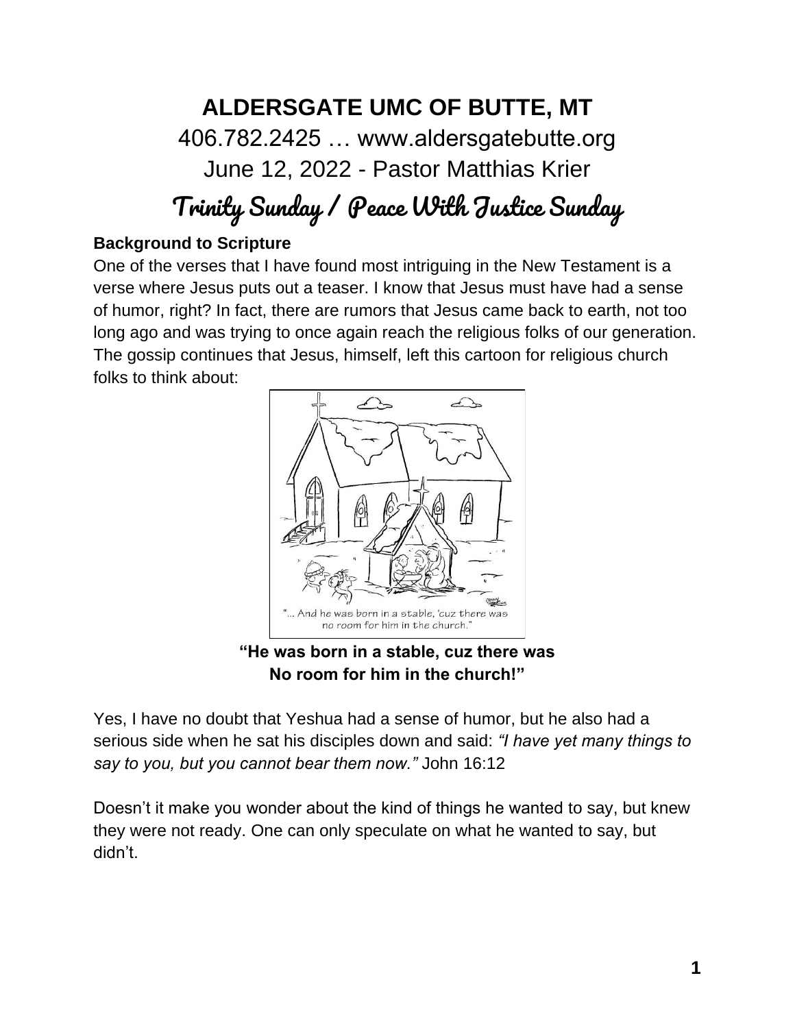# ALDERSGATE UMC OF BUTTE, MT

406.782.2425 … www.aldersgatebutte.org

June 12, 2022 - Pastor Matthias Krier

## Trinity Sunday / Peace With Justice Sunday

**Background to Scripture**

One of the verses that I have found most intriguing in the New Testament is a verse where Jesus puts out a teaser. I know that Jesus must have had a sense of humor, right? In fact, there are rumors that Jesus came back to earth, not too long ago and was trying to once again reach the religious folks of our generation. The gossip continues that Jesus, himself, left this cartoon for religious church folks to think about:

**"He was born in a stable, cuz there was No room for him in the church!"**

Yes, I have no doubt that Yeshua had a sense of humor, but he also had a serious side when he sat his disciples down and said: *"I have yet many things to say to you, but you cannot bear them now."* John 16:12

Doesn't it make you wonder about the kind of things he wanted to say, but knew they were not ready. One can only speculate on what he wanted to say, but didn't.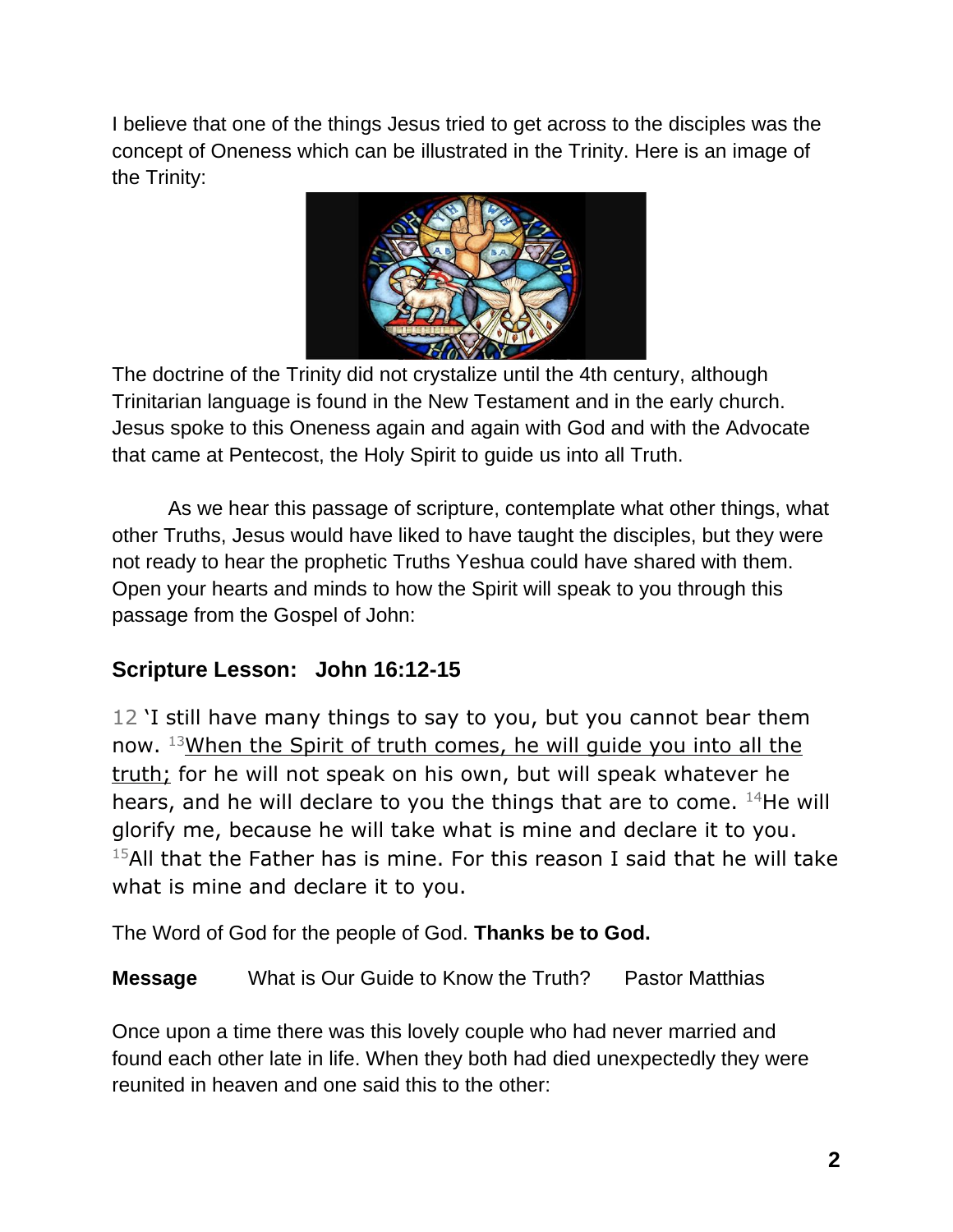I believe that one of the things Jesus tried to get across to the disciples was the concept of Oneness which can be illustrated in the Trinity. Here is an image of the Trinity:

The doctrine of the Trinity did not crystalize until the 4th century, although Trinitarian language is found in the New Testament and in the early church. Jesus spoke to this Oneness again and again with God and with the Advocate that came at Pentecost, the Holy Spirit to guide us into all Truth.

As we hear this passage of scripture, contemplate what other things, what other Truths, Jesus would have liked to have taught the disciples, but they were not ready to hear the prophetic Truths Yeshua could have shared with them. Open your hearts and minds to how the Spirit will speak to you through this passage from the Gospel of John:

### Scripture Lesson: John 16:12-15

12 'I still have many things to say to you, but you cannot bear them now. 13 When the Spirit of truth comes, he will guide you into all the truth; for he will not speak on his own, but will speak whatever he hears, and he will declare to you the things that are to come. 14 He will glorify me, because he will take what is mine and declare it to you. 15 All that the Father has is mine. For this reason I said that he will take what is mine and declare it to you.

The Word of God for the people of God. **Thanks be to God.**

**Message** What is Our Guide to Know the Truth? Pastor Matthias

Once upon a time there was this lovely couple who had never married and found each other late in life. When they both had died unexpectedly they were reunited in heaven and one said this to the other: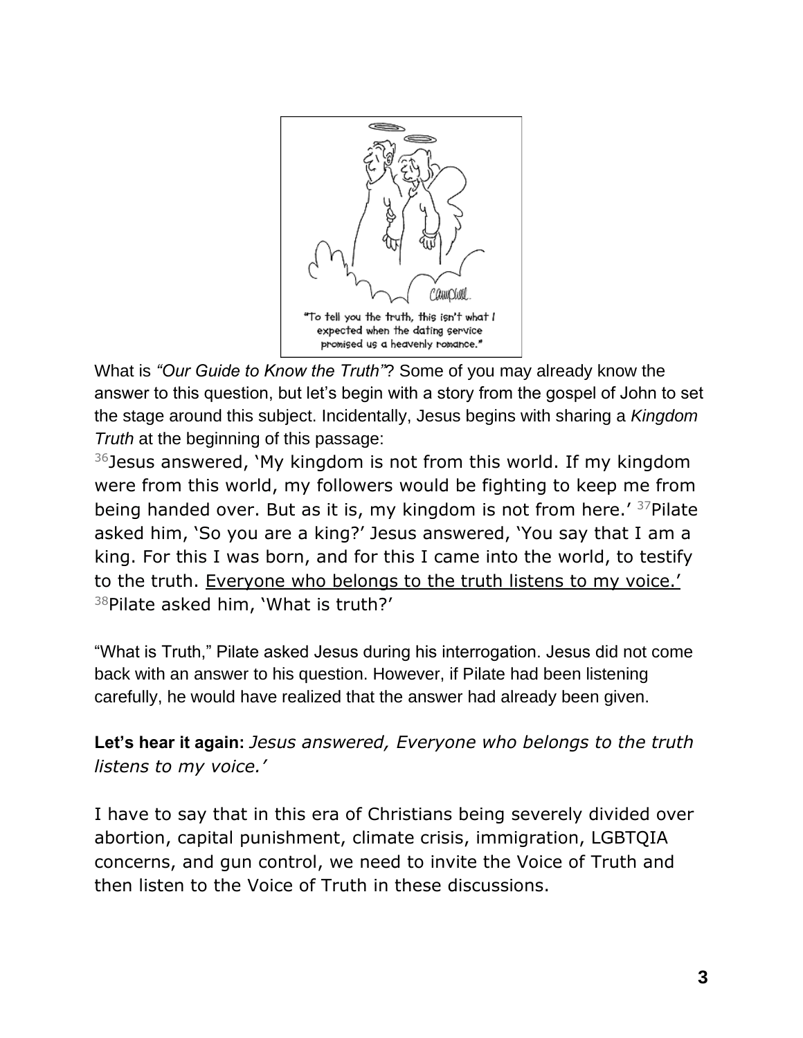"To tell you the truth, this isn't what I expected when the dating service promised us a heavenly romance."

What is *"Our Guide to Know the Truth"*? Some of you may already know the answer to this question, but let's begin with a story from the gospel of John to set the stage around this subject. Incidentally, Jesus begins with sharing a *Kingdom Truth* at the beginning of this passage:

[36]Jesus answered, 'My kingdom is not from this world. If my kingdom were from this world, my followers would be fighting to keep me from being handed over. But as it is, my kingdom is not from here.' [37]Pilate asked him, 'So you are a king?' Jesus answered, 'You say that I am a king. For this I was born, and for this I came into the world, to testify to the truth. <u>Everyone who belongs to the truth listens to my voice.'</u> [38]Pilate asked him, 'What is truth?'

"What is Truth," Pilate asked Jesus during his interrogation. Jesus did not come back with an answer to his question. However, if Pilate had been listening carefully, he would have realized that the answer had already been given.

**Let's hear it again:** *Jesus answered, Everyone who belongs to the truth listens to my voice.'*

I have to say that in this era of Christians being severely divided over abortion, capital punishment, climate crisis, immigration, LGBTQIA concerns, and gun control, we need to invite the Voice of Truth and then listen to the Voice of Truth in these discussions.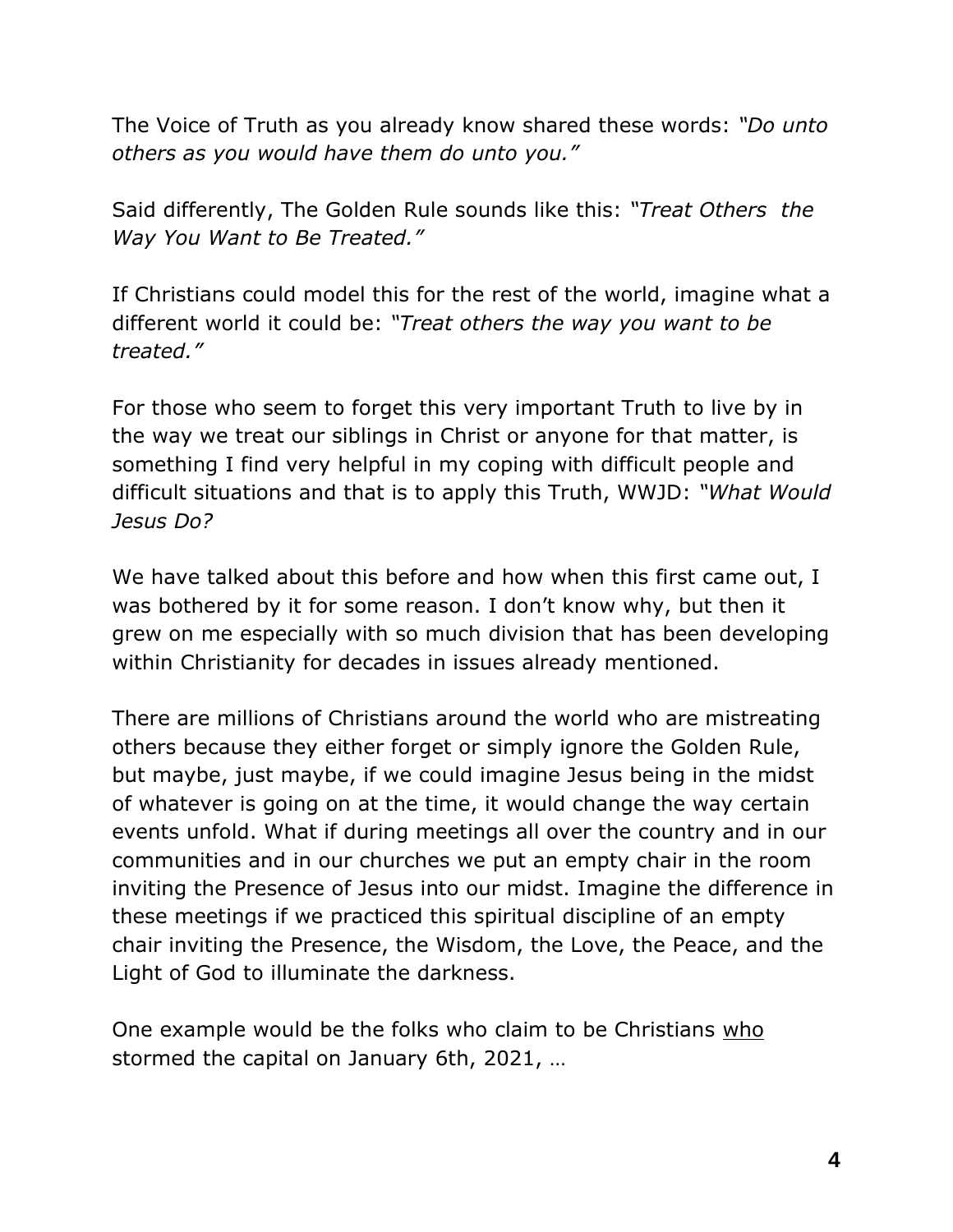The Voice of Truth as you already know shared these words: *"Do unto others as you would have them do unto you."*

Said differently, The Golden Rule sounds like this: *"Treat Others the Way You Want to Be Treated."*

If Christians could model this for the rest of the world, imagine what a different world it could be: *"Treat others the way you want to be treated."*

For those who seem to forget this very important Truth to live by in the way we treat our siblings in Christ or anyone for that matter, is something I find very helpful in my coping with difficult people and difficult situations and that is to apply this Truth, WWJD: *"What Would Jesus Do?*

We have talked about this before and how when this first came out, I was bothered by it for some reason. I don't know why, but then it grew on me especially with so much division that has been developing within Christianity for decades in issues already mentioned.

There are millions of Christians around the world who are mistreating others because they either forget or simply ignore the Golden Rule, but maybe, just maybe, if we could imagine Jesus being in the midst of whatever is going on at the time, it would change the way certain events unfold. What if during meetings all over the country and in our communities and in our churches we put an empty chair in the room inviting the Presence of Jesus into our midst. Imagine the difference in these meetings if we practiced this spiritual discipline of an empty chair inviting the Presence, the Wisdom, the Love, the Peace, and the Light of God to illuminate the darkness.

One example would be the folks who claim to be Christians <u>who</u> stormed the capital on January 6th, 2021, …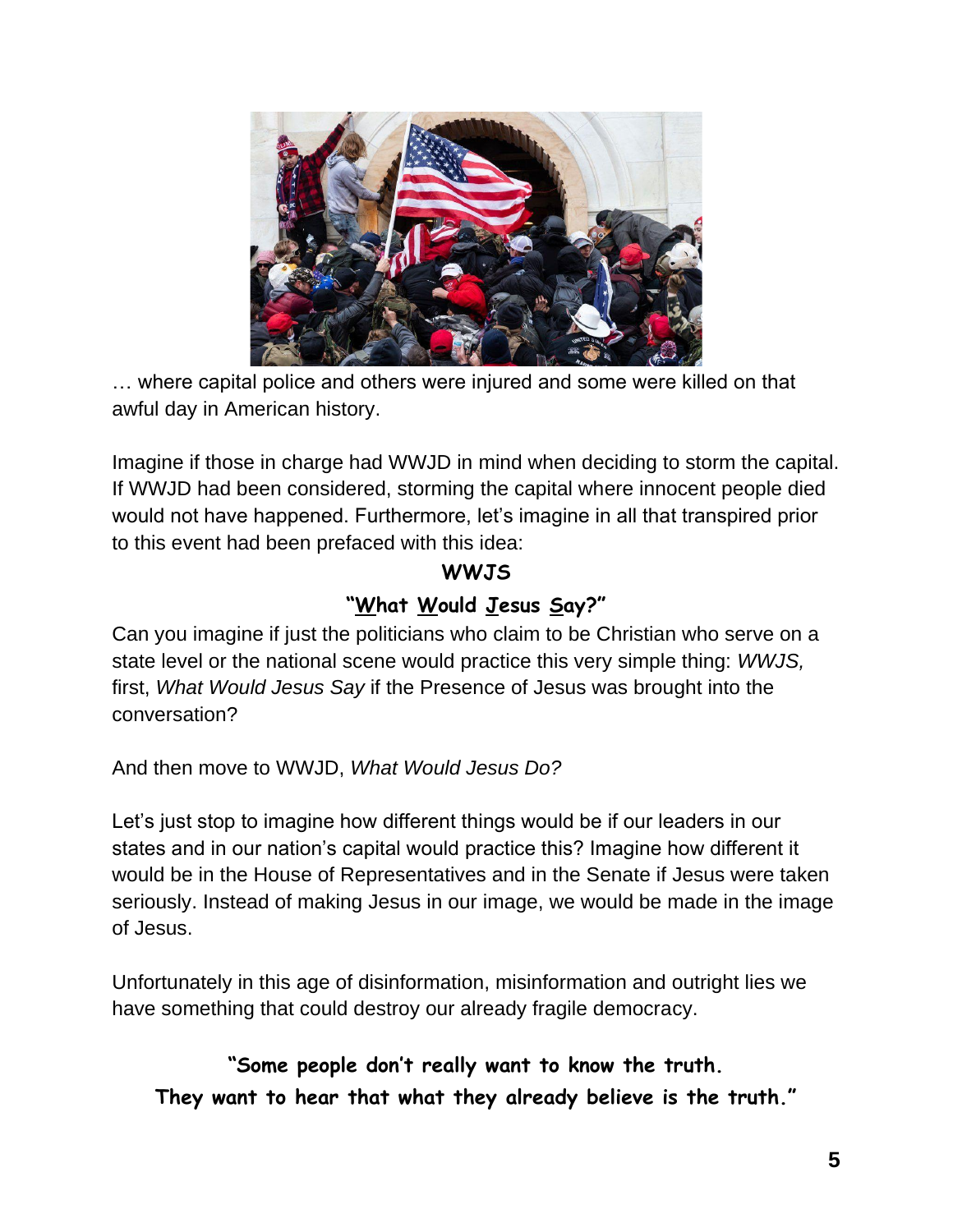… where capital police and others were injured and some were killed on that awful day in American history.

Imagine if those in charge had WWJD in mind when deciding to storm the capital. If WWJD had been considered, storming the capital where innocent people died would not have happened. Furthermore, let's imagine in all that transpired prior to this event had been prefaced with this idea:

**WWJS**

**"<u>W</u>hat <u>W</u>ould <u>J</u>esus <u>S</u>ay?"**

Can you imagine if just the politicians who claim to be Christian who serve on a state level or the national scene would practice this very simple thing: *WWJS,* first, *What Would Jesus Say* if the Presence of Jesus was brought into the conversation?

And then move to WWJD, *What Would Jesus Do?*

Let's just stop to imagine how different things would be if our leaders in our states and in our nation's capital would practice this? Imagine how different it would be in the House of Representatives and in the Senate if Jesus were taken seriously. Instead of making Jesus in our image, we would be made in the image of Jesus.

Unfortunately in this age of disinformation, misinformation and outright lies we have something that could destroy our already fragile democracy.

**"Some people don't really want to know the truth.**
**They want to hear that what they already believe is the truth."**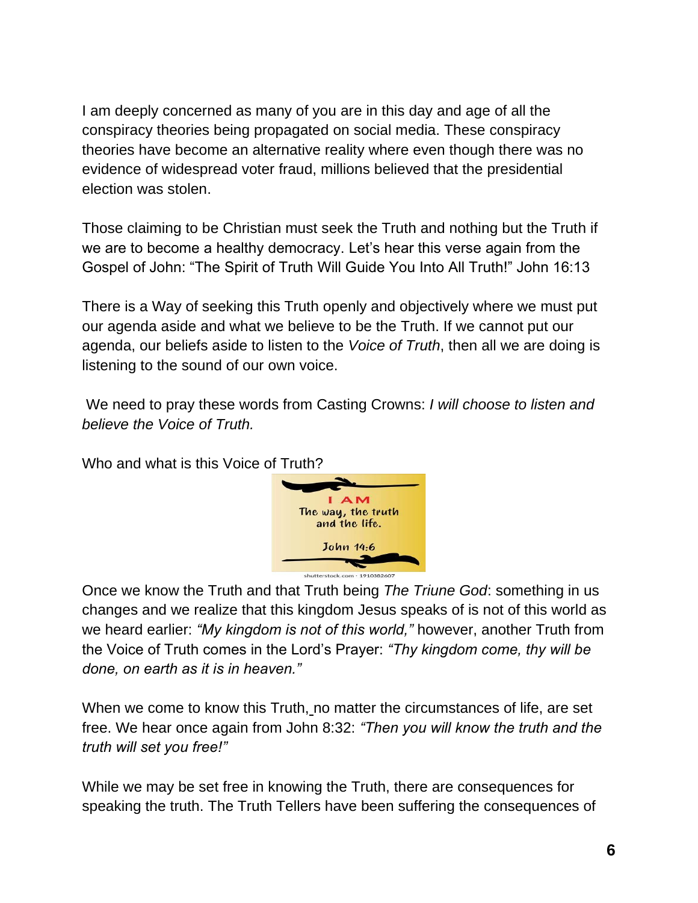I am deeply concerned as many of you are in this day and age of all the conspiracy theories being propagated on social media. These conspiracy theories have become an alternative reality where even though there was no evidence of widespread voter fraud, millions believed that the presidential election was stolen.

Those claiming to be Christian must seek the Truth and nothing but the Truth if we are to become a healthy democracy. Let's hear this verse again from the Gospel of John: "The Spirit of Truth Will Guide You Into All Truth!" John 16:13

There is a Way of seeking this Truth openly and objectively where we must put our agenda aside and what we believe to be the Truth. If we cannot put our agenda, our beliefs aside to listen to the *Voice of Truth*, then all we are doing is listening to the sound of our own voice.

We need to pray these words from Casting Crowns: *I will choose to listen and believe the Voice of Truth.*

Who and what is this Voice of Truth?

I AM
The way, the truth and the life.

John 14:6

shutterstock.com · 1910382607

Once we know the Truth and that Truth being *The Triune God*: something in us changes and we realize that this kingdom Jesus speaks of is not of this world as we heard earlier: *"My kingdom is not of this world,"* however, another Truth from the Voice of Truth comes in the Lord's Prayer: *"Thy kingdom come, thy will be done, on earth as it is in heaven."*

When we come to know this Truth, no matter the circumstances of life, are set free. We hear once again from John 8:32: *"Then you will know the truth and the truth will set you free!"*

While we may be set free in knowing the Truth, there are consequences for speaking the truth. The Truth Tellers have been suffering the consequences of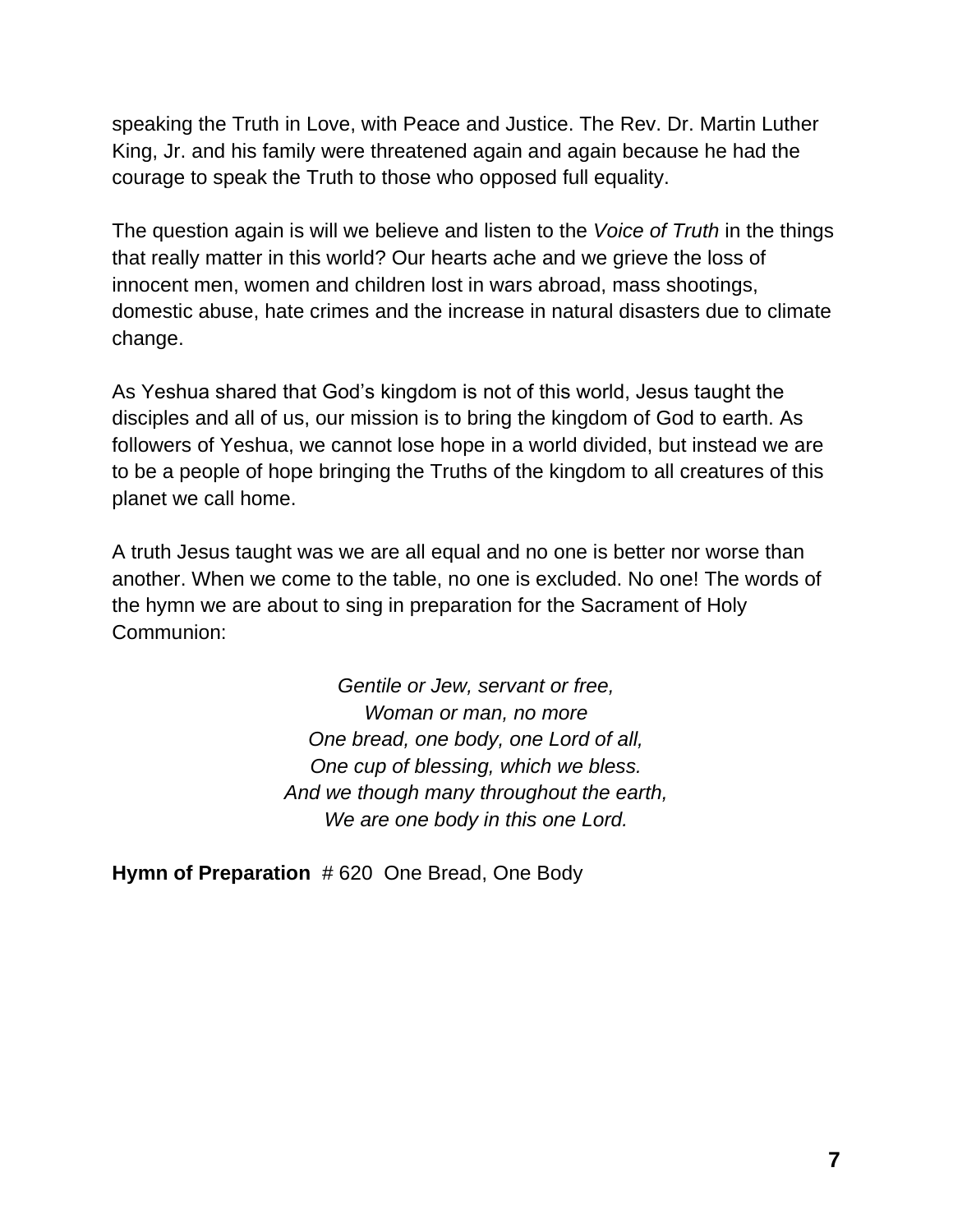speaking the Truth in Love, with Peace and Justice. The Rev. Dr. Martin Luther King, Jr. and his family were threatened again and again because he had the courage to speak the Truth to those who opposed full equality.

The question again is will we believe and listen to the *Voice of Truth* in the things that really matter in this world? Our hearts ache and we grieve the loss of innocent men, women and children lost in wars abroad, mass shootings, domestic abuse, hate crimes and the increase in natural disasters due to climate change.

As Yeshua shared that God's kingdom is not of this world, Jesus taught the disciples and all of us, our mission is to bring the kingdom of God to earth. As followers of Yeshua, we cannot lose hope in a world divided, but instead we are to be a people of hope bringing the Truths of the kingdom to all creatures of this planet we call home.

A truth Jesus taught was we are all equal and no one is better nor worse than another. When we come to the table, no one is excluded. No one! The words of the hymn we are about to sing in preparation for the Sacrament of Holy Communion:

*Gentile or Jew, servant or free,*
*Woman or man, no more*
*One bread, one body, one Lord of all,*
*One cup of blessing, which we bless.*
*And we though many throughout the earth,*
*We are one body in this one Lord.*

**Hymn of Preparation** # 620 One Bread, One Body